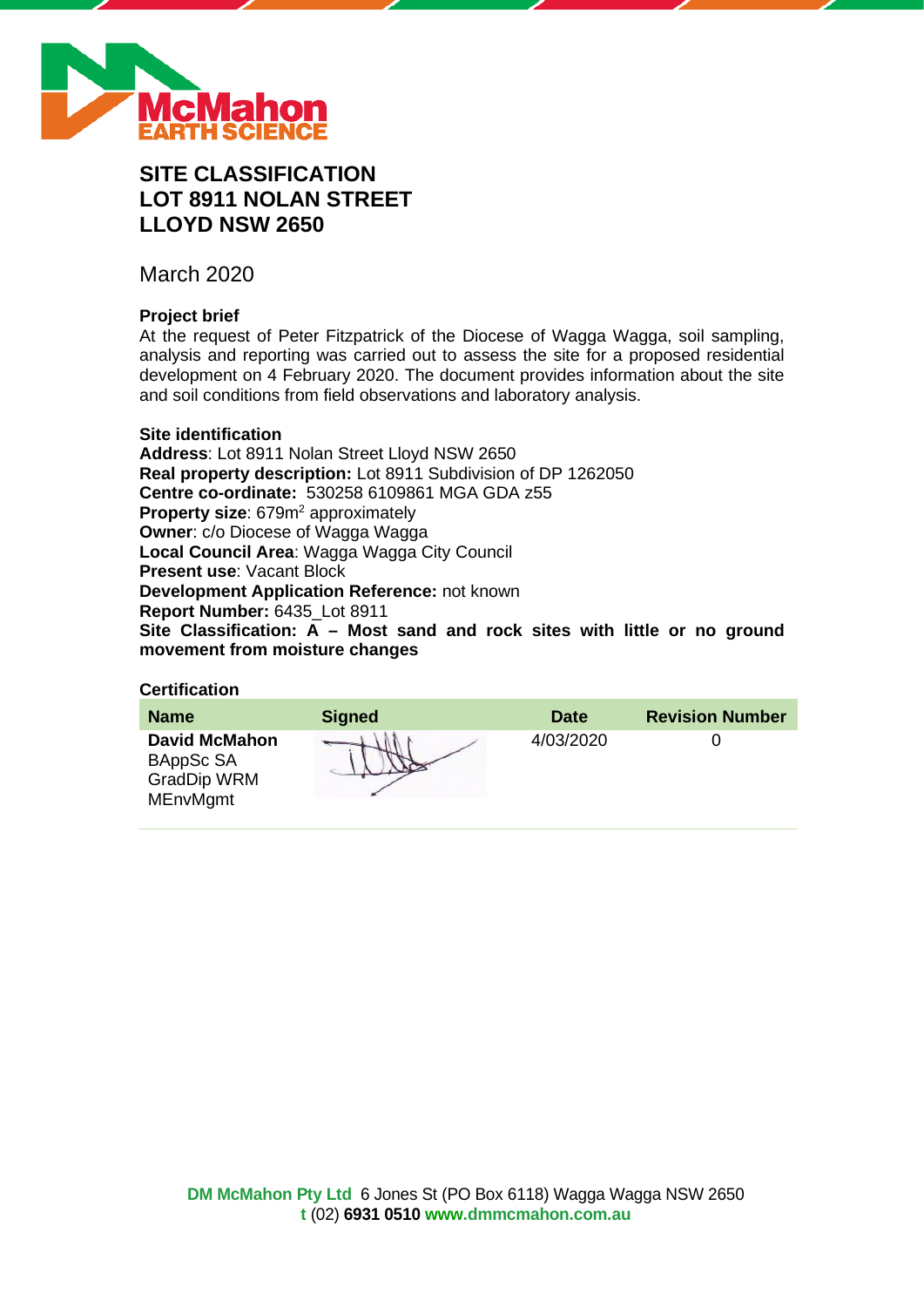# SITE CLASSIFICATION
# LOT 8911 NOLAN STREET
# LLOYD NSW 2650

March 2020

### Project brief

At the request of Peter Fitzpatrick of the Diocese of Wagga Wagga, soil sampling, analysis and reporting was carried out to assess the site for a proposed residential development on 4 February 2020. The document provides information about the site and soil conditions from field observations and laboratory analysis.

### Site identification

**Address**: Lot 8911 Nolan Street Lloyd NSW 2650
**Real property description:** Lot 8911 Subdivision of DP 1262050
**Centre co-ordinate:** 530258 6109861 MGA GDA z55
**Property size**: 679m$^2$ approximately
**Owner**: c/o Diocese of Wagga Wagga
**Local Council Area**: Wagga Wagga City Council
**Present use**: Vacant Block
**Development Application Reference:** not known
**Report Number:** 6435_Lot 8911
**Site Classification: A – Most sand and rock sites with little or no ground movement from moisture changes**

### Certification

| Name | Signed | Date | Revision Number |
|---|---|---|---|
| **David McMahon** BAppSc SA GradDip WRM MEnvMgmt | | 4/03/2020 | 0 |

**DM McMahon Pty Ltd** 6 Jones St (PO Box 6118) Wagga Wagga NSW 2650
**t** (02) **6931 0510** **www.dmmcmahon.com.au**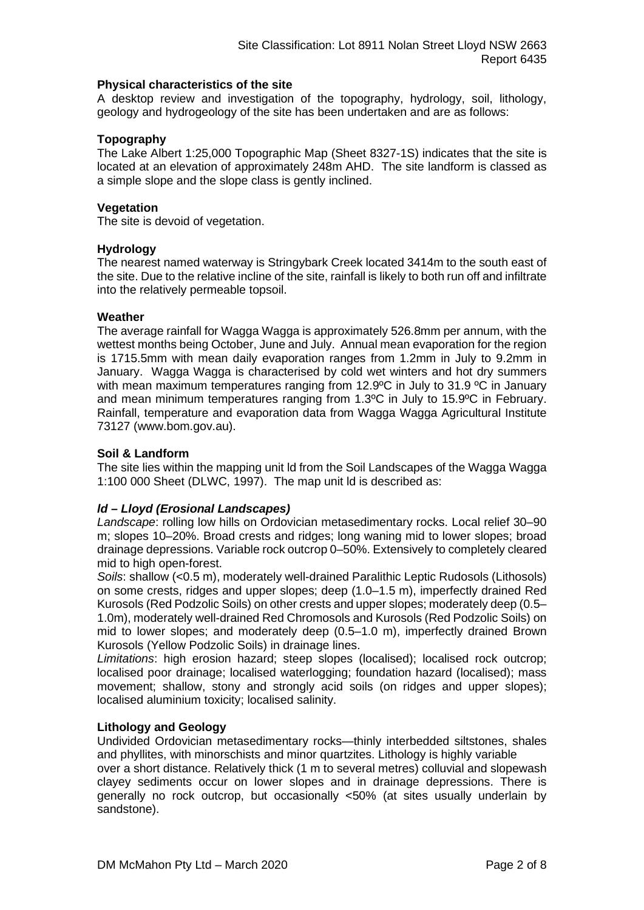## Physical characteristics of the site

A desktop review and investigation of the topography, hydrology, soil, lithology, geology and hydrogeology of the site has been undertaken and are as follows:

### Topography

The Lake Albert 1:25,000 Topographic Map (Sheet 8327-1S) indicates that the site is located at an elevation of approximately 248m AHD. The site landform is classed as a simple slope and the slope class is gently inclined.

### Vegetation

The site is devoid of vegetation.

### Hydrology

The nearest named waterway is Stringybark Creek located 3414m to the south east of the site. Due to the relative incline of the site, rainfall is likely to both run off and infiltrate into the relatively permeable topsoil.

### Weather

The average rainfall for Wagga Wagga is approximately 526.8mm per annum, with the wettest months being October, June and July. Annual mean evaporation for the region is 1715.5mm with mean daily evaporation ranges from 1.2mm in July to 9.2mm in January. Wagga Wagga is characterised by cold wet winters and hot dry summers with mean maximum temperatures ranging from 12.9ºC in July to 31.9 ºC in January and mean minimum temperatures ranging from 1.3ºC in July to 15.9ºC in February. Rainfall, temperature and evaporation data from Wagga Wagga Agricultural Institute 73127 (www.bom.gov.au).

### Soil & Landform

The site lies within the mapping unit ld from the Soil Landscapes of the Wagga Wagga 1:100 000 Sheet (DLWC, 1997). The map unit ld is described as:

***ld – Lloyd (Erosional Landscapes)***

*Landscape*: rolling low hills on Ordovician metasedimentary rocks. Local relief 30–90 m; slopes 10–20%. Broad crests and ridges; long waning mid to lower slopes; broad drainage depressions. Variable rock outcrop 0–50%. Extensively to completely cleared mid to high open-forest.

*Soils*: shallow (<0.5 m), moderately well-drained Paralithic Leptic Rudosols (Lithosols) on some crests, ridges and upper slopes; deep (1.0–1.5 m), imperfectly drained Red Kurosols (Red Podzolic Soils) on other crests and upper slopes; moderately deep (0.5–1.0m), moderately well-drained Red Chromosols and Kurosols (Red Podzolic Soils) on mid to lower slopes; and moderately deep (0.5–1.0 m), imperfectly drained Brown Kurosols (Yellow Podzolic Soils) in drainage lines.

*Limitations*: high erosion hazard; steep slopes (localised); localised rock outcrop; localised poor drainage; localised waterlogging; foundation hazard (localised); mass movement; shallow, stony and strongly acid soils (on ridges and upper slopes); localised aluminium toxicity; localised salinity.

### Lithology and Geology

Undivided Ordovician metasedimentary rocks—thinly interbedded siltstones, shales and phyllites, with minorschists and minor quartzites. Lithology is highly variable over a short distance. Relatively thick (1 m to several metres) colluvial and slopewash clayey sediments occur on lower slopes and in drainage depressions. There is generally no rock outcrop, but occasionally <50% (at sites usually underlain by sandstone).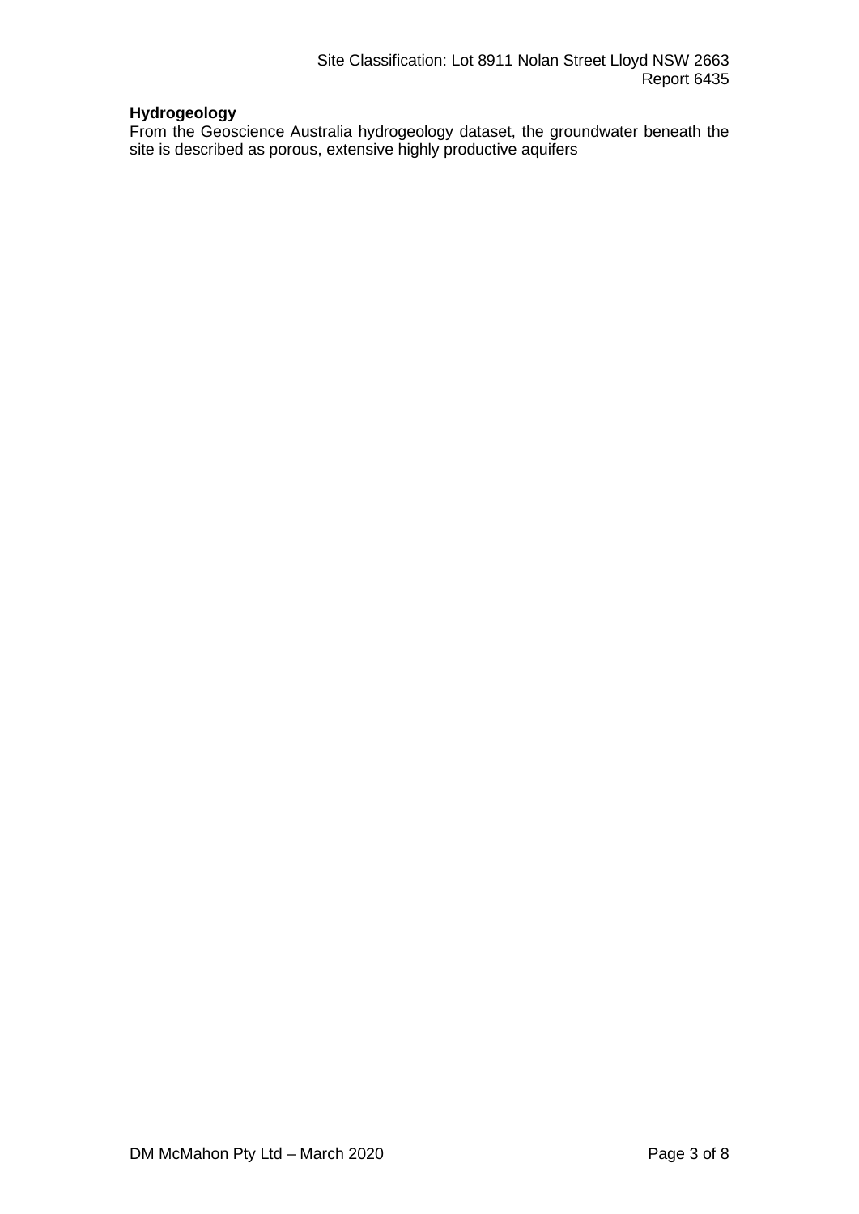**Hydrogeology**

From the Geoscience Australia hydrogeology dataset, the groundwater beneath the site is described as porous, extensive highly productive aquifers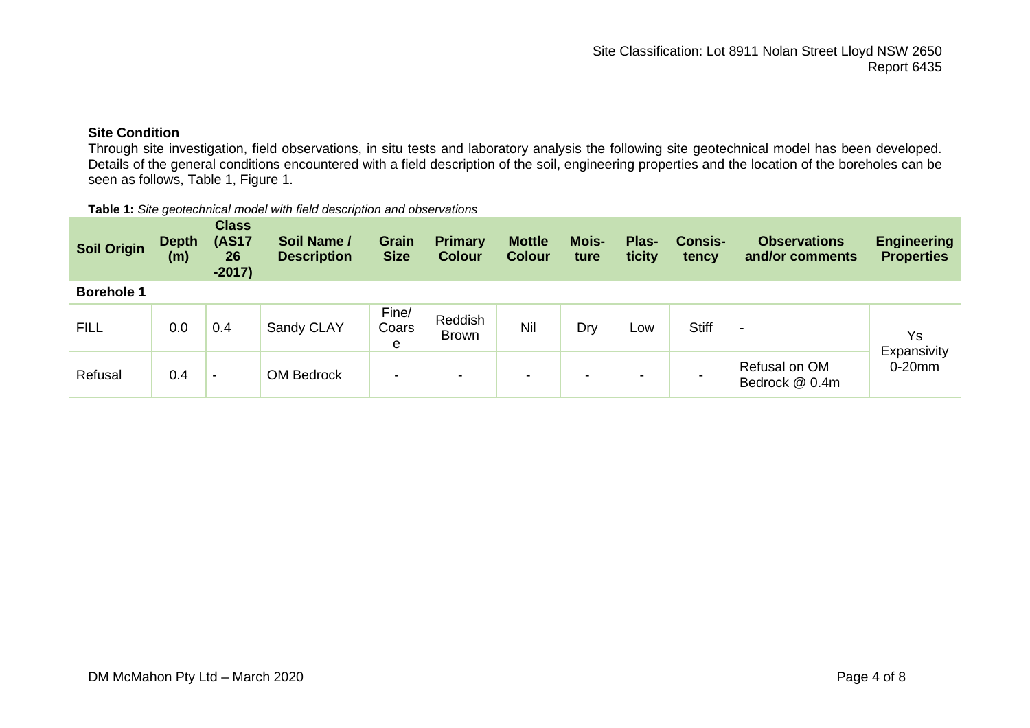## Site Condition

Through site investigation, field observations, in situ tests and laboratory analysis the following site geotechnical model has been developed. Details of the general conditions encountered with a field description of the soil, engineering properties and the location of the boreholes can be seen as follows, Table 1, Figure 1.

**Table 1:** *Site geotechnical model with field description and observations*

| Soil Origin | Depth (m) | Class (AS1726-2017) | Soil Name / Description | Grain Size | Primary Colour | Mottle Colour | Moisture | Plasticity | Consistency | Observations and/or comments | Engineering Properties |
|---|---|---|---|---|---|---|---|---|---|---|---|
| **Borehole 1** | | | | | | | | | | | |
| FILL | 0.0 | 0.4 | Sandy CLAY | Fine/ Coarse | Reddish Brown | Nil | Dry | Low | Stiff | - | Ys Expansivity 0-20mm |
| Refusal | 0.4 | - | OM Bedrock | - | - | - | - | - | - | Refusal on OM Bedrock @ 0.4m | |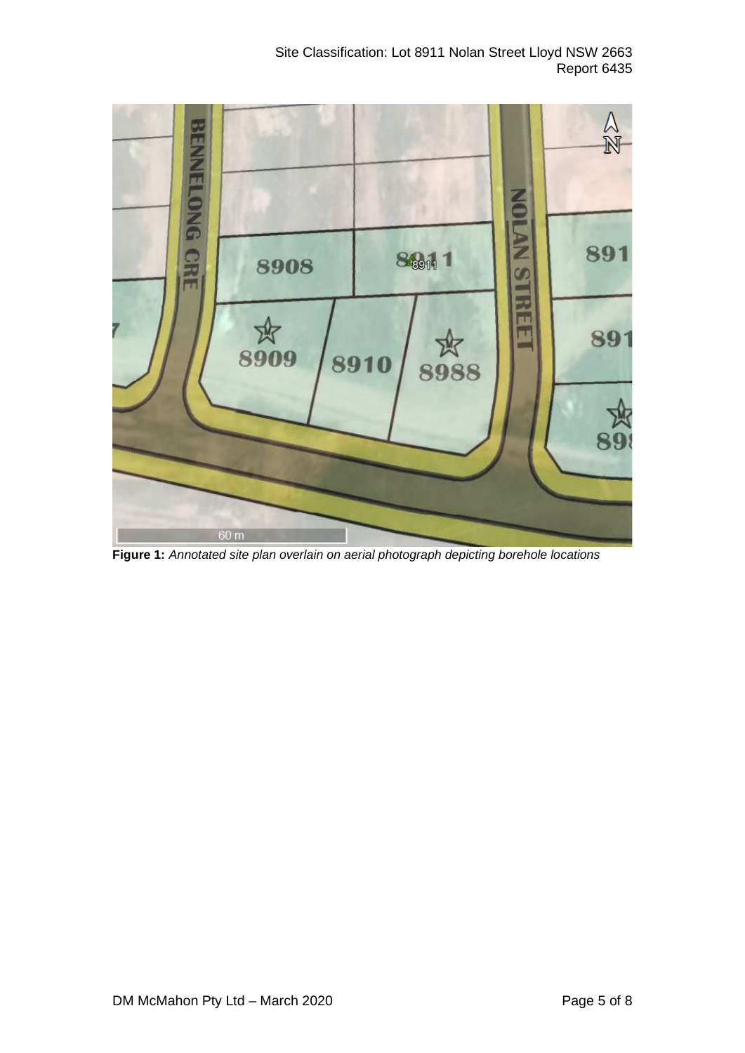**Figure 1:** *Annotated site plan overlain on aerial photograph depicting borehole locations*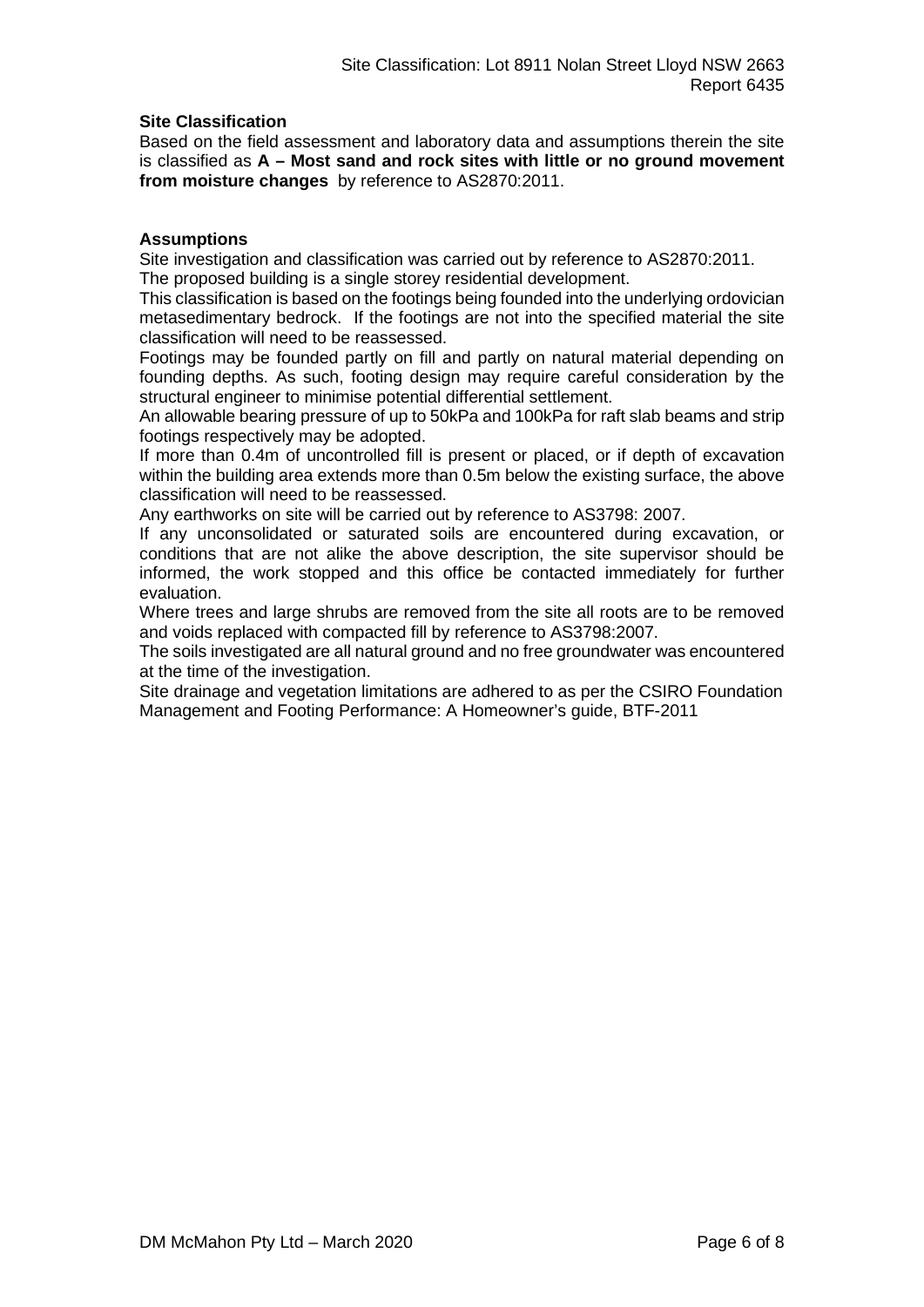**Site Classification**

Based on the field assessment and laboratory data and assumptions therein the site is classified as **A – Most sand and rock sites with little or no ground movement from moisture changes** by reference to AS2870:2011.

**Assumptions**

Site investigation and classification was carried out by reference to AS2870:2011.

The proposed building is a single storey residential development.

This classification is based on the footings being founded into the underlying ordovician metasedimentary bedrock. If the footings are not into the specified material the site classification will need to be reassessed.

Footings may be founded partly on fill and partly on natural material depending on founding depths. As such, footing design may require careful consideration by the structural engineer to minimise potential differential settlement.

An allowable bearing pressure of up to 50kPa and 100kPa for raft slab beams and strip footings respectively may be adopted.

If more than 0.4m of uncontrolled fill is present or placed, or if depth of excavation within the building area extends more than 0.5m below the existing surface, the above classification will need to be reassessed.

Any earthworks on site will be carried out by reference to AS3798: 2007.

If any unconsolidated or saturated soils are encountered during excavation, or conditions that are not alike the above description, the site supervisor should be informed, the work stopped and this office be contacted immediately for further evaluation.

Where trees and large shrubs are removed from the site all roots are to be removed and voids replaced with compacted fill by reference to AS3798:2007.

The soils investigated are all natural ground and no free groundwater was encountered at the time of the investigation.

Site drainage and vegetation limitations are adhered to as per the CSIRO Foundation Management and Footing Performance: A Homeowner's guide, BTF-2011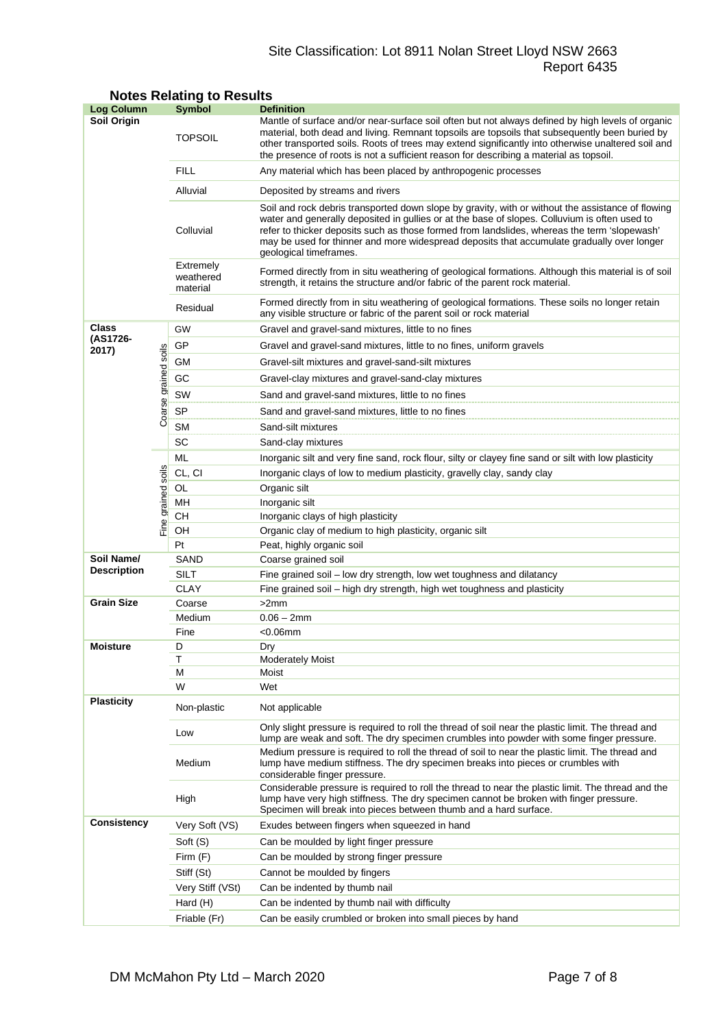## Notes Relating to Results

| Log Column | | Symbol | Definition |
|---|---|---|---|
| **Soil Origin** | | TOPSOIL | Mantle of surface and/or near-surface soil often but not always defined by high levels of organic material, both dead and living. Remnant topsoils are topsoils that subsequently been buried by other transported soils. Roots of trees may extend significantly into otherwise unaltered soil and the presence of roots is not a sufficient reason for describing a material as topsoil. |
| | | FILL | Any material which has been placed by anthropogenic processes |
| | | Alluvial | Deposited by streams and rivers |
| | | Colluvial | Soil and rock debris transported down slope by gravity, with or without the assistance of flowing water and generally deposited in gullies or at the base of slopes. Colluvium is often used to refer to thicker deposits such as those formed from landslides, whereas the term 'slopewash' may be used for thinner and more widespread deposits that accumulate gradually over longer geological timeframes. |
| | | Extremely weathered material | Formed directly from in situ weathering of geological formations. Although this material is of soil strength, it retains the structure and/or fabric of the parent rock material. |
| | | Residual | Formed directly from in situ weathering of geological formations. These soils no longer retain any visible structure or fabric of the parent soil or rock material |
| **Class (AS1726-2017)** | Coarse grained soils | GW | Gravel and gravel-sand mixtures, little to no fines |
| | | GP | Gravel and gravel-sand mixtures, little to no fines, uniform gravels |
| | | GM | Gravel-silt mixtures and gravel-sand-silt mixtures |
| | | GC | Gravel-clay mixtures and gravel-sand-clay mixtures |
| | | SW | Sand and gravel-sand mixtures, little to no fines |
| | | SP | Sand and gravel-sand mixtures, little to no fines |
| | | SM | Sand-silt mixtures |
| | | SC | Sand-clay mixtures |
| | Fine grained soils | ML | Inorganic silt and very fine sand, rock flour, silty or clayey fine sand or silt with low plasticity |
| | | CL, CI | Inorganic clays of low to medium plasticity, gravelly clay, sandy clay |
| | | OL | Organic silt |
| | | MH | Inorganic silt |
| | | CH | Inorganic clays of high plasticity |
| | | OH | Organic clay of medium to high plasticity, organic silt |
| | | Pt | Peat, highly organic soil |
| **Soil Name/ Description** | | SAND | Coarse grained soil |
| | | SILT | Fine grained soil – low dry strength, low wet toughness and dilatancy |
| | | CLAY | Fine grained soil – high dry strength, high wet toughness and plasticity |
| **Grain Size** | | Coarse | >2mm |
| | | Medium | 0.06 – 2mm |
| | | Fine | <0.06mm |
| **Moisture** | | D | Dry |
| | | T | Moderately Moist |
| | | M | Moist |
| | | W | Wet |
| **Plasticity** | | Non-plastic | Not applicable |
| | | Low | Only slight pressure is required to roll the thread of soil near the plastic limit. The thread and lump are weak and soft. The dry specimen crumbles into powder with some finger pressure. |
| | | Medium | Medium pressure is required to roll the thread of soil to near the plastic limit. The thread and lump have medium stiffness. The dry specimen breaks into pieces or crumbles with considerable finger pressure. |
| | | High | Considerable pressure is required to roll the thread to near the plastic limit. The thread and the lump have very high stiffness. The dry specimen cannot be broken with finger pressure. Specimen will break into pieces between thumb and a hard surface. |
| **Consistency** | | Very Soft (VS) | Exudes between fingers when squeezed in hand |
| | | Soft (S) | Can be moulded by light finger pressure |
| | | Firm (F) | Can be moulded by strong finger pressure |
| | | Stiff (St) | Cannot be moulded by fingers |
| | | Very Stiff (VSt) | Can be indented by thumb nail |
| | | Hard (H) | Can be indented by thumb nail with difficulty |
| | | Friable (Fr) | Can be easily crumbled or broken into small pieces by hand |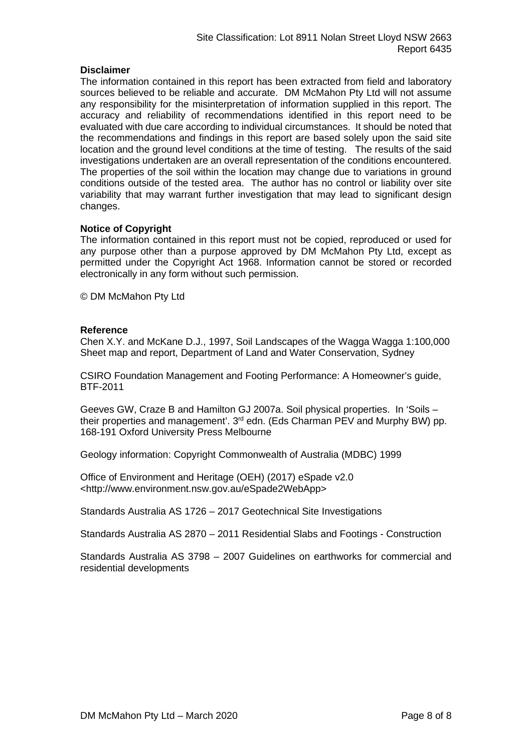**Disclaimer**

The information contained in this report has been extracted from field and laboratory sources believed to be reliable and accurate. DM McMahon Pty Ltd will not assume any responsibility for the misinterpretation of information supplied in this report. The accuracy and reliability of recommendations identified in this report need to be evaluated with due care according to individual circumstances. It should be noted that the recommendations and findings in this report are based solely upon the said site location and the ground level conditions at the time of testing. The results of the said investigations undertaken are an overall representation of the conditions encountered. The properties of the soil within the location may change due to variations in ground conditions outside of the tested area. The author has no control or liability over site variability that may warrant further investigation that may lead to significant design changes.

**Notice of Copyright**

The information contained in this report must not be copied, reproduced or used for any purpose other than a purpose approved by DM McMahon Pty Ltd, except as permitted under the Copyright Act 1968. Information cannot be stored or recorded electronically in any form without such permission.

© DM McMahon Pty Ltd

**Reference**

Chen X.Y. and McKane D.J., 1997, Soil Landscapes of the Wagga Wagga 1:100,000 Sheet map and report, Department of Land and Water Conservation, Sydney

CSIRO Foundation Management and Footing Performance: A Homeowner's guide, BTF-2011

Geeves GW, Craze B and Hamilton GJ 2007a. Soil physical properties. In 'Soils – their properties and management'. 3rd edn. (Eds Charman PEV and Murphy BW) pp. 168-191 Oxford University Press Melbourne

Geology information: Copyright Commonwealth of Australia (MDBC) 1999

Office of Environment and Heritage (OEH) (2017) eSpade v2.0 <http://www.environment.nsw.gov.au/eSpade2WebApp>

Standards Australia AS 1726 – 2017 Geotechnical Site Investigations

Standards Australia AS 2870 – 2011 Residential Slabs and Footings - Construction

Standards Australia AS 3798 – 2007 Guidelines on earthworks for commercial and residential developments